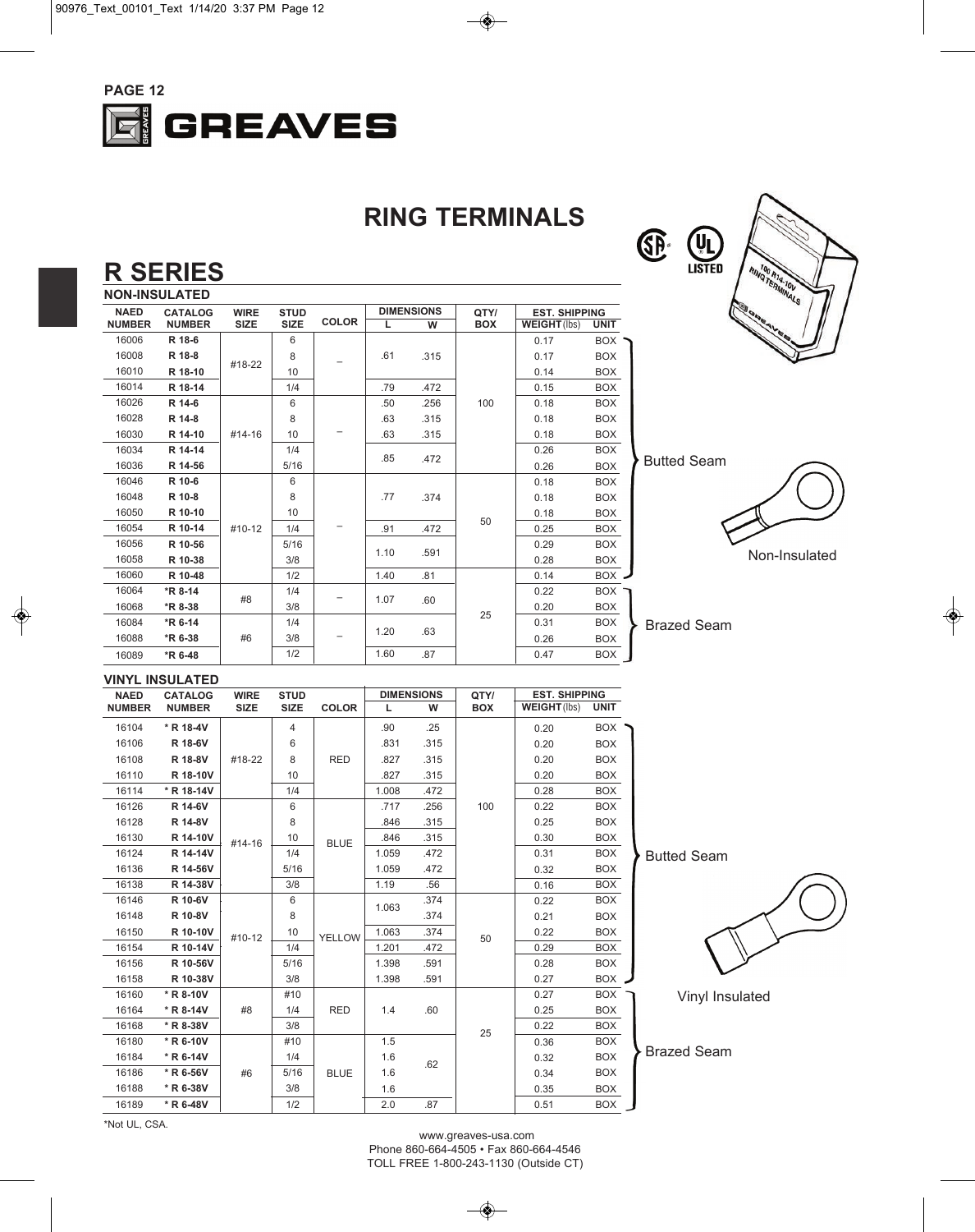# RING TERMINALS

## R SERIES

### NON-INSULATED

| NAED NUMBER | CATALOG NUMBER | WIRE SIZE | STUD SIZE | COLOR | DIMENSIONS L | DIMENSIONS W | QTY/ BOX | EST. SHIPPING WEIGHT (lbs) | UNIT | |
|---|---|---|---|---|---|---|---|---|---|---|
| 16006 | R 18-6 | #18-22 | 6 | – | .61 | .315 | 100 | 0.17 | BOX | Butted Seam |
| 16008 | R 18-8 | | 8 | | | | | 0.17 | BOX | |
| 16010 | R 18-10 | | 10 | | | | | 0.14 | BOX | |
| 16014 | R 18-14 | | 1/4 | | .79 | .472 | | 0.15 | BOX | |
| 16026 | R 14-6 | #14-16 | 6 | – | .50 | .256 | | 0.18 | BOX | |
| 16028 | R 14-8 | | 8 | | .63 | .315 | | 0.18 | BOX | |
| 16030 | R 14-10 | | 10 | | .63 | .315 | | 0.18 | BOX | |
| 16034 | R 14-14 | | 1/4 | | .85 | .472 | | 0.26 | BOX | |
| 16036 | R 14-56 | | 5/16 | | | | | 0.26 | BOX | |
| 16046 | R 10-6 | #10-12 | 6 | – | .77 | .374 | 50 | 0.18 | BOX | |
| 16048 | R 10-8 | | 8 | | | | | 0.18 | BOX | |
| 16050 | R 10-10 | | 10 | | | | | 0.18 | BOX | |
| 16054 | R 10-14 | | 1/4 | | .91 | .472 | | 0.25 | BOX | |
| 16056 | R 10-56 | | 5/16 | | 1.10 | .591 | | 0.29 | BOX | |
| 16058 | R 10-38 | | 3/8 | | | | | 0.28 | BOX | |
| 16060 | R 10-48 | | 1/2 | | 1.40 | .81 | 25 | 0.14 | BOX | |
| 16064 | *R 8-14 | #8 | 1/4 | – | 1.07 | .60 | | 0.22 | BOX | Brazed Seam |
| 16068 | *R 8-38 | | 3/8 | | | | | 0.20 | BOX | |
| 16084 | *R 6-14 | #6 | 1/4 | – | 1.20 | .63 | | 0.31 | BOX | |
| 16088 | *R 6-38 | | 3/8 | | | | | 0.26 | BOX | |
| 16089 | *R 6-48 | | 1/2 | | 1.60 | .87 | | 0.47 | BOX | |

Non-Insulated

### VINYL INSULATED

| NAED NUMBER | CATALOG NUMBER | WIRE SIZE | STUD SIZE | COLOR | DIMENSIONS L | DIMENSIONS W | QTY/ BOX | EST. SHIPPING WEIGHT (lbs) | UNIT | |
|---|---|---|---|---|---|---|---|---|---|---|
| 16104 | * R 18-4V | #18-22 | 4 | RED | .90 | .25 | 100 | 0.20 | BOX | Butted Seam |
| 16106 | R 18-6V | | 6 | | .831 | .315 | | 0.20 | BOX | |
| 16108 | R 18-8V | | 8 | | .827 | .315 | | 0.20 | BOX | |
| 16110 | R 18-10V | | 10 | | .827 | .315 | | 0.20 | BOX | |
| 16114 | * R 18-14V | | 1/4 | | 1.008 | .472 | | 0.28 | BOX | |
| 16126 | R 14-6V | #14-16 | 6 | BLUE | .717 | .256 | | 0.22 | BOX | |
| 16128 | R 14-8V | | 8 | | .846 | .315 | | 0.25 | BOX | |
| 16130 | R 14-10V | | 10 | | .846 | .315 | | 0.30 | BOX | |
| 16124 | R 14-14V | | 1/4 | | 1.059 | .472 | | 0.31 | BOX | |
| 16136 | R 14-56V | | 5/16 | | 1.059 | .472 | | 0.32 | BOX | |
| 16138 | R 14-38V | | 3/8 | | 1.19 | .56 | | 0.16 | BOX | |
| 16146 | R 10-6V | #10-12 | 6 | YELLOW | 1.063 | .374 | 50 | 0.22 | BOX | |
| 16148 | R 10-8V | | 8 | | | .374 | | 0.21 | BOX | |
| 16150 | R 10-10V | | 10 | | 1.063 | .374 | | 0.22 | BOX | |
| 16154 | R 10-14V | | 1/4 | | 1.201 | .472 | | 0.29 | BOX | |
| 16156 | R 10-56V | | 5/16 | | 1.398 | .591 | | 0.28 | BOX | |
| 16158 | R 10-38V | | 3/8 | | 1.398 | .591 | | 0.27 | BOX | |
| 16160 | * R 8-10V | #8 | #10 | RED | 1.4 | .60 | 25 | 0.27 | BOX | Brazed Seam |
| 16164 | * R 8-14V | | 1/4 | | | | | 0.25 | BOX | |
| 16168 | * R 8-38V | | 3/8 | | | | | 0.22 | BOX | |
| 16180 | * R 6-10V | #6 | #10 | BLUE | 1.5 | .62 | | 0.36 | BOX | |
| 16184 | * R 6-14V | | 1/4 | | 1.6 | | | 0.32 | BOX | |
| 16186 | * R 6-56V | | 5/16 | | 1.6 | | | 0.34 | BOX | |
| 16188 | * R 6-38V | | 3/8 | | 1.6 | | | 0.35 | BOX | |
| 16189 | * R 6-48V | | 1/2 | | 2.0 | .87 | | 0.51 | BOX | |

Vinyl Insulated

*Not UL, CSA.

www.greaves-usa.com
Phone 860-664-4505 • Fax 860-664-4546
TOLL FREE 1-800-243-1130 (Outside CT)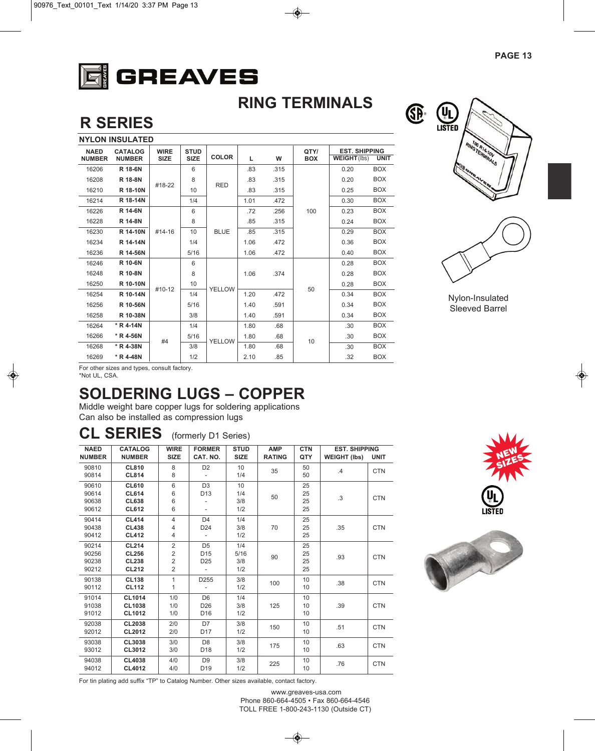# GREAVES

## RING TERMINALS

## R SERIES

### NYLON INSULATED

| NAED NUMBER | CATALOG NUMBER | WIRE SIZE | STUD SIZE | COLOR | L | W | QTY/ BOX | EST. SHIPPING WEIGHT (lbs) | UNIT |
|---|---|---|---|---|---|---|---|---|---|
| 16206 | **R 18-6N** | #18-22 | 6 | RED | .83 | .315 | 100 | 0.20 | BOX |
| 16208 | **R 18-8N** | | 8 | | .83 | .315 | | 0.20 | BOX |
| 16210 | **R 18-10N** | | 10 | | .83 | .315 | | 0.25 | BOX |
| 16214 | **R 18-14N** | | 1/4 | | 1.01 | .472 | | 0.30 | BOX |
| 16226 | **R 14-6N** | #14-16 | 6 | BLUE | .72 | .256 | | 0.23 | BOX |
| 16228 | **R 14-8N** | | 8 | | .85 | .315 | | 0.24 | BOX |
| 16230 | **R 14-10N** | | 10 | | .85 | .315 | | 0.29 | BOX |
| 16234 | **R 14-14N** | | 1/4 | | 1.06 | .472 | | 0.36 | BOX |
| 16236 | **R 14-56N** | | 5/16 | | 1.06 | .472 | | 0.40 | BOX |
| 16246 | **R 10-6N** | #10-12 | 6 | YELLOW | 1.06 | .374 | 50 | 0.28 | BOX |
| 16248 | **R 10-8N** | | 8 | | | | | 0.28 | BOX |
| 16250 | **R 10-10N** | | 10 | | | | | 0.28 | BOX |
| 16254 | **R 10-14N** | | 1/4 | | 1.20 | .472 | | 0.34 | BOX |
| 16256 | **R 10-56N** | | 5/16 | | 1.40 | .591 | | 0.34 | BOX |
| 16258 | **R 10-38N** | | 3/8 | | 1.40 | .591 | | 0.34 | BOX |
| 16264 | *** R 4-14N** | #4 | 1/4 | YELLOW | 1.80 | .68 | 10 | .30 | BOX |
| 16266 | *** R 4-56N** | | 5/16 | | 1.80 | .68 | | .30 | BOX |
| 16268 | *** R 4-38N** | | 3/8 | | 1.80 | .68 | | .30 | BOX |
| 16269 | *** R 4-48N** | | 1/2 | | 2.10 | .85 | | .32 | BOX |

For other sizes and types, consult factory.
*Not UL, CSA.

Nylon-Insulated Sleeved Barrel

## SOLDERING LUGS – COPPER

Middle weight bare copper lugs for soldering applications
Can also be installed as compression lugs

## CL SERIES (formerly D1 Series)

NEW SIZES

| NAED NUMBER | CATALOG NUMBER | WIRE SIZE | FORMER CAT. NO. | STUD SIZE | AMP RATING | CTN QTY | EST. SHIPPING WEIGHT (lbs) | UNIT |
|---|---|---|---|---|---|---|---|---|
| 90810<br>90814 | **CL810**<br>**CL814** | 8<br>8 | D2<br>- | 10<br>1/4 | 35 | 50<br>50 | .4 | CTN |
| 90610<br>90614<br>90638<br>90612 | **CL610**<br>**CL614**<br>**CL638**<br>**CL612** | 6<br>6<br>6<br>6 | D3<br>D13<br>-<br>- | 10<br>1/4<br>3/8<br>1/2 | 50 | 25<br>25<br>25<br>25 | .3 | CTN |
| 90414<br>90438<br>90412 | **CL414**<br>**CL438**<br>**CL412** | 4<br>4<br>4 | D4<br>D24<br>- | 1/4<br>3/8<br>1/2 | 70 | 25<br>25<br>25 | .35 | CTN |
| 90214<br>90256<br>90238<br>90212 | **CL214**<br>**CL256**<br>**CL238**<br>**CL212** | 2<br>2<br>2<br>2 | D5<br>D15<br>D25<br>- | 1/4<br>5/16<br>3/8<br>1/2 | 90 | 25<br>25<br>25<br>25 | .93 | CTN |
| 90138<br>90112 | **CL138**<br>**CL112** | 1<br>1 | D255<br>- | 3/8<br>1/2 | 100 | 10<br>10 | .38 | CTN |
| 91014<br>91038<br>91012 | **CL1014**<br>**CL1038**<br>**CL1012** | 1/0<br>1/0<br>1/0 | D6<br>D26<br>D16 | 1/4<br>3/8<br>1/2 | 125 | 10<br>10<br>10 | .39 | CTN |
| 92038<br>92012 | **CL2038**<br>**CL2012** | 2/0<br>2/0 | D7<br>D17 | 3/8<br>1/2 | 150 | 10<br>10 | .51 | CTN |
| 93038<br>93012 | **CL3038**<br>**CL3012** | 3/0<br>3/0 | D8<br>D18 | 3/8<br>1/2 | 175 | 10<br>10 | .63 | CTN |
| 94038<br>94012 | **CL4038**<br>**CL4012** | 4/0<br>4/0 | D9<br>D19 | 3/8<br>1/2 | 225 | 10<br>10 | .76 | CTN |

For tin plating add suffix "TP" to Catalog Number. Other sizes available, contact factory.

www.greaves-usa.com
Phone 860-664-4505 • Fax 860-664-4546
TOLL FREE 1-800-243-1130 (Outside CT)